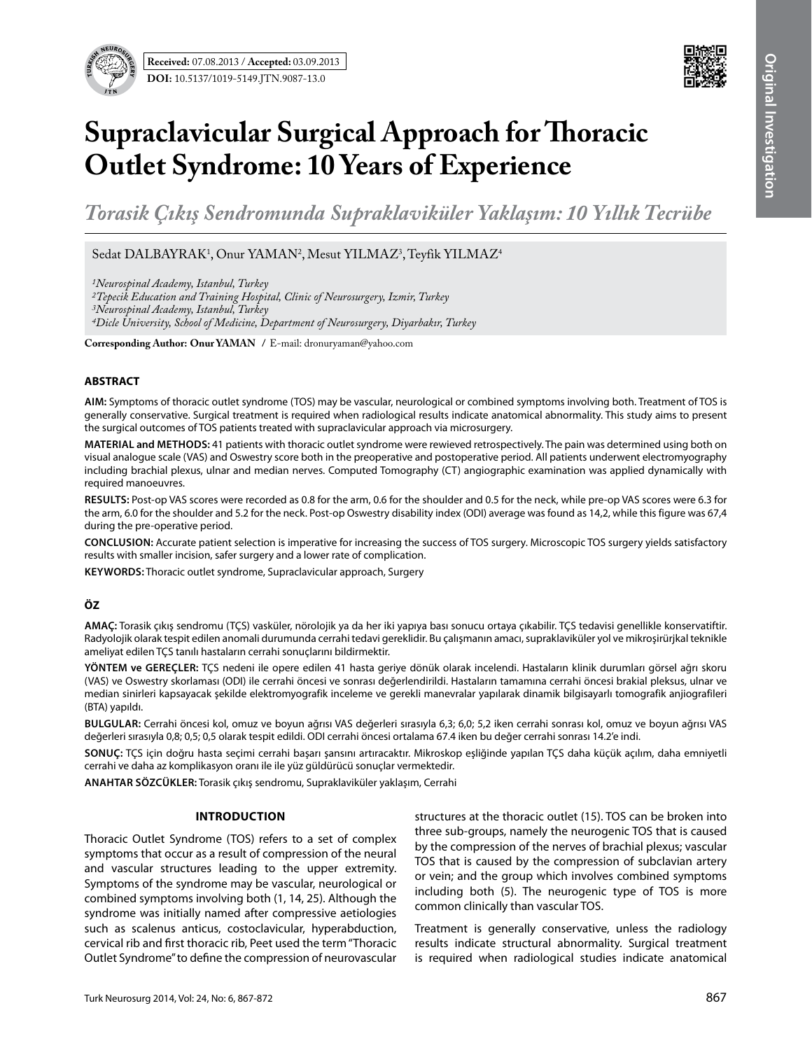**Received:** 07.08.2013 / **Accepted:** 03.09.2013

**DOI:** 10.5137/1019-5149.JTN.9087-13.0

Original Investigation

# Supraclavicular Surgical Approach for Thoracic Outlet Syndrome: 10 Years of Experience

## *Torasik Çıkış Sendromunda Supraklaviküler Yaklaşım: 10 Yıllık Tecrübe*

Sedat DALBAYRAK[1], Onur YAMAN[2], Mesut YILMAZ[3], Teyfik YILMAZ[4]

*[1]Neurospinal Academy, Istanbul, Turkey*
*[2]Tepecik Education and Training Hospital, Clinic of Neurosurgery, Izmir, Turkey*
*[3]Neurospinal Academy, Istanbul, Turkey*
*[4]Dicle University, School of Medicine, Department of Neurosurgery, Diyarbakır, Turkey*

**Corresponding Author: Onur YAMAN** / E-mail: dronuryaman@yahoo.com

### ABSTRACT

**AIM:** Symptoms of thoracic outlet syndrome (TOS) may be vascular, neurological or combined symptoms involving both. Treatment of TOS is generally conservative. Surgical treatment is required when radiological results indicate anatomical abnormality. This study aims to present the surgical outcomes of TOS patients treated with supraclavicular approach via microsurgery.

**MATERIAL and METHODS:** 41 patients with thoracic outlet syndrome were rewieved retrospectively. The pain was determined using both on visual analogue scale (VAS) and Oswestry score both in the preoperative and postoperative period. All patients underwent electromyography including brachial plexus, ulnar and median nerves. Computed Tomography (CT) angiographic examination was applied dynamically with required manoeuvres.

**RESULTS:** Post-op VAS scores were recorded as 0.8 for the arm, 0.6 for the shoulder and 0.5 for the neck, while pre-op VAS scores were 6.3 for the arm, 6.0 for the shoulder and 5.2 for the neck. Post-op Oswestry disability index (ODI) average was found as 14,2, while this figure was 67,4 during the pre-operative period.

**CONCLUSION:** Accurate patient selection is imperative for increasing the success of TOS surgery. Microscopic TOS surgery yields satisfactory results with smaller incision, safer surgery and a lower rate of complication.

**KEYWORDS:** Thoracic outlet syndrome, Supraclavicular approach, Surgery

### ÖZ

**AMAÇ:** Torasik çıkış sendromu (TÇS) vasküler, nörolojik ya da her iki yapıya bası sonucu ortaya çıkabilir. TÇS tedavisi genellikle konservatiftir. Radyolojik olarak tespit edilen anomali durumunda cerrahi tedavi gereklidir. Bu çalışmanın amacı, supraklaviküler yol ve mikroşirürjkal teknikle ameliyat edilen TÇS tanılı hastaların cerrahi sonuçlarını bildirmektir.

**YÖNTEM ve GEREÇLER:** TÇS nedeni ile opere edilen 41 hasta geriye dönük olarak incelendi. Hastaların klinik durumları görsel ağrı skoru (VAS) ve Oswestry skorlaması (ODI) ile cerrahi öncesi ve sonrası değerlendirildi. Hastaların tamamına cerrahi öncesi brakial pleksus, ulnar ve median sinirleri kapsayacak şekilde elektromyografik inceleme ve gerekli manevralar yapılarak dinamik bilgisayarlı tomografik anjiografileri (BTA) yapıldı.

**BULGULAR:** Cerrahi öncesi kol, omuz ve boyun ağrısı VAS değerleri sırasıyla 6,3; 6,0; 5,2 iken cerrahi sonrası kol, omuz ve boyun ağrısı VAS değerleri sırasıyla 0,8; 0,5; 0,5 olarak tespit edildi. ODI cerrahi öncesi ortalama 67.4 iken bu değer cerrahi sonrası 14.2'e indi.

**SONUÇ:** TÇS için doğru hasta seçimi cerrahi başarı şansını artıracaktır. Mikroskop eşliğinde yapılan TÇS daha küçük açılım, daha emniyetli cerrahi ve daha az komplikasyon oranı ile ile yüz güldürücü sonuçlar vermektedir.

**ANAHTAR SÖZCÜKLER:** Torasik çıkış sendromu, Supraklaviküler yaklaşım, Cerrahi

### INTRODUCTION

Thoracic Outlet Syndrome (TOS) refers to a set of complex symptoms that occur as a result of compression of the neural and vascular structures leading to the upper extremity. Symptoms of the syndrome may be vascular, neurological or combined symptoms involving both (1, 14, 25). Although the syndrome was initially named after compressive aetiologies such as scalenus anticus, costoclavicular, hyperabduction, cervical rib and first thoracic rib, Peet used the term "Thoracic Outlet Syndrome" to define the compression of neurovascular structures at the thoracic outlet (15). TOS can be broken into three sub-groups, namely the neurogenic TOS that is caused by the compression of the nerves of brachial plexus; vascular TOS that is caused by the compression of subclavian artery or vein; and the group which involves combined symptoms including both (5). The neurogenic type of TOS is more common clinically than vascular TOS.

Treatment is generally conservative, unless the radiology results indicate structural abnormality. Surgical treatment is required when radiological studies indicate anatomical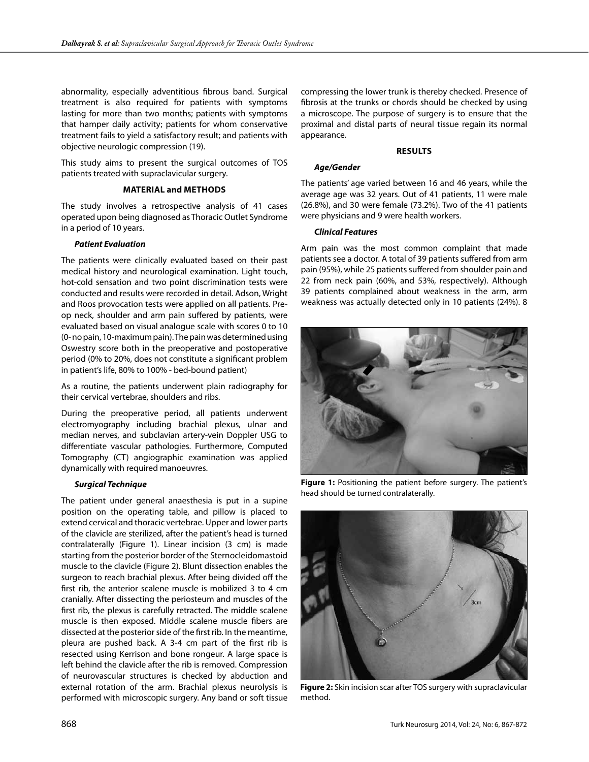abnormality, especially adventitious fibrous band. Surgical treatment is also required for patients with symptoms lasting for more than two months; patients with symptoms that hamper daily activity; patients for whom conservative treatment fails to yield a satisfactory result; and patients with objective neurologic compression (19).

This study aims to present the surgical outcomes of TOS patients treated with supraclavicular surgery.

## MATERIAL and METHODS

The study involves a retrospective analysis of 41 cases operated upon being diagnosed as Thoracic Outlet Syndrome in a period of 10 years.

### *Patient Evaluation*

The patients were clinically evaluated based on their past medical history and neurological examination. Light touch, hot-cold sensation and two point discrimination tests were conducted and results were recorded in detail. Adson, Wright and Roos provocation tests were applied on all patients. Pre-op neck, shoulder and arm pain suffered by patients, were evaluated based on visual analogue scale with scores 0 to 10 (0- no pain, 10-maximum pain). The pain was determined using Oswestry score both in the preoperative and postoperative period (0% to 20%, does not constitute a significant problem in patient's life, 80% to 100% - bed-bound patient)

As a routine, the patients underwent plain radiography for their cervical vertebrae, shoulders and ribs.

During the preoperative period, all patients underwent electromyography including brachial plexus, ulnar and median nerves, and subclavian artery-vein Doppler USG to differentiate vascular pathologies. Furthermore, Computed Tomography (CT) angiographic examination was applied dynamically with required manoeuvres.

### *Surgical Technique*

The patient under general anaesthesia is put in a supine position on the operating table, and pillow is placed to extend cervical and thoracic vertebrae. Upper and lower parts of the clavicle are sterilized, after the patient's head is turned contralaterally (Figure 1). Linear incision (3 cm) is made starting from the posterior border of the Sternocleidomastoid muscle to the clavicle (Figure 2). Blunt dissection enables the surgeon to reach brachial plexus. After being divided off the first rib, the anterior scalene muscle is mobilized 3 to 4 cm cranially. After dissecting the periosteum and muscles of the first rib, the plexus is carefully retracted. The middle scalene muscle is then exposed. Middle scalene muscle fibers are dissected at the posterior side of the first rib. In the meantime, pleura are pushed back. A 3-4 cm part of the first rib is resected using Kerrison and bone rongeur. A large space is left behind the clavicle after the rib is removed. Compression of neurovascular structures is checked by abduction and external rotation of the arm. Brachial plexus neurolysis is performed with microscopic surgery. Any band or soft tissue compressing the lower trunk is thereby checked. Presence of fibrosis at the trunks or chords should be checked by using a microscope. The purpose of surgery is to ensure that the proximal and distal parts of neural tissue regain its normal appearance.

## RESULTS

### *Age/Gender*

The patients' age varied between 16 and 46 years, while the average age was 32 years. Out of 41 patients, 11 were male (26.8%), and 30 were female (73.2%). Two of the 41 patients were physicians and 9 were health workers.

### *Clinical Features*

Arm pain was the most common complaint that made patients see a doctor. A total of 39 patients suffered from arm pain (95%), while 25 patients suffered from shoulder pain and 22 from neck pain (60%, and 53%, respectively). Although 39 patients complained about weakness in the arm, arm weakness was actually detected only in 10 patients (24%). 8

**Figure 1:** Positioning the patient before surgery. The patient's head should be turned contralaterally.

**Figure 2:** Skin incision scar after TOS surgery with supraclavicular method.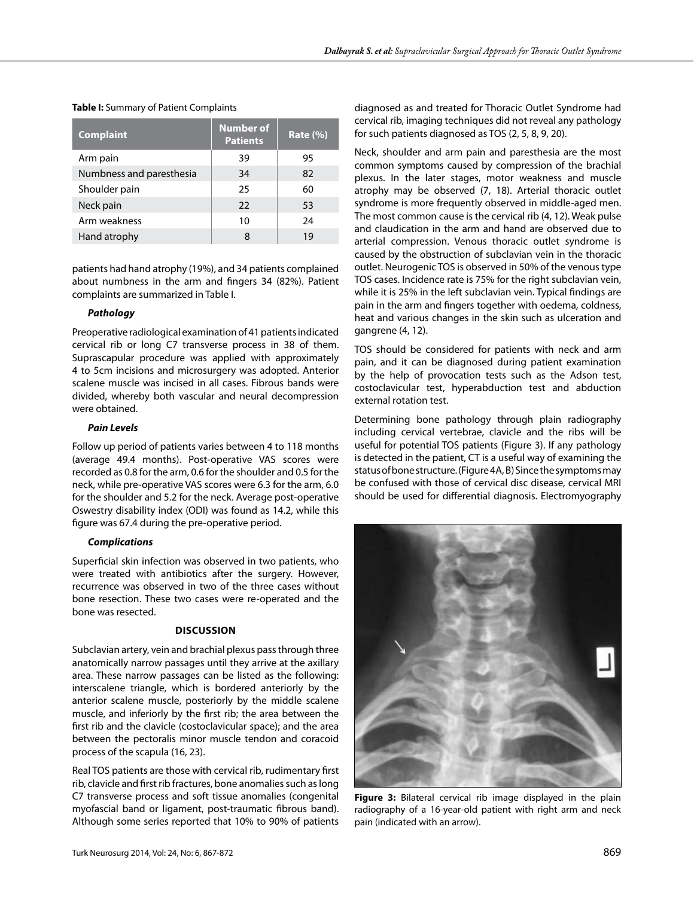**Table I:** Summary of Patient Complaints

| Complaint | Number of Patients | Rate (%) |
|---|---|---|
| Arm pain | 39 | 95 |
| Numbness and paresthesia | 34 | 82 |
| Shoulder pain | 25 | 60 |
| Neck pain | 22 | 53 |
| Arm weakness | 10 | 24 |
| Hand atrophy | 8 | 19 |

patients had hand atrophy (19%), and 34 patients complained about numbness in the arm and fingers 34 (82%). Patient complaints are summarized in Table I.

### *Pathology*

Preoperative radiological examination of 41 patients indicated cervical rib or long C7 transverse process in 38 of them. Suprascapular procedure was applied with approximately 4 to 5cm incisions and microsurgery was adopted. Anterior scalene muscle was incised in all cases. Fibrous bands were divided, whereby both vascular and neural decompression were obtained.

### *Pain Levels*

Follow up period of patients varies between 4 to 118 months (average 49.4 months). Post-operative VAS scores were recorded as 0.8 for the arm, 0.6 for the shoulder and 0.5 for the neck, while pre-operative VAS scores were 6.3 for the arm, 6.0 for the shoulder and 5.2 for the neck. Average post-operative Oswestry disability index (ODI) was found as 14.2, while this figure was 67.4 during the pre-operative period.

### *Complications*

Superficial skin infection was observed in two patients, who were treated with antibiotics after the surgery. However, recurrence was observed in two of the three cases without bone resection. These two cases were re-operated and the bone was resected.

## DISCUSSION

Subclavian artery, vein and brachial plexus pass through three anatomically narrow passages until they arrive at the axillary area. These narrow passages can be listed as the following: interscalene triangle, which is bordered anteriorly by the anterior scalene muscle, posteriorly by the middle scalene muscle, and inferiorly by the first rib; the area between the first rib and the clavicle (costoclavicular space); and the area between the pectoralis minor muscle tendon and coracoid process of the scapula (16, 23).

Real TOS patients are those with cervical rib, rudimentary first rib, clavicle and first rib fractures, bone anomalies such as long C7 transverse process and soft tissue anomalies (congenital myofascial band or ligament, post-traumatic fibrous band). Although some series reported that 10% to 90% of patients diagnosed as and treated for Thoracic Outlet Syndrome had cervical rib, imaging techniques did not reveal any pathology for such patients diagnosed as TOS (2, 5, 8, 9, 20).

Neck, shoulder and arm pain and paresthesia are the most common symptoms caused by compression of the brachial plexus. In the later stages, motor weakness and muscle atrophy may be observed (7, 18). Arterial thoracic outlet syndrome is more frequently observed in middle-aged men. The most common cause is the cervical rib (4, 12). Weak pulse and claudication in the arm and hand are observed due to arterial compression. Venous thoracic outlet syndrome is caused by the obstruction of subclavian vein in the thoracic outlet. Neurogenic TOS is observed in 50% of the venous type TOS cases. Incidence rate is 75% for the right subclavian vein, while it is 25% in the left subclavian vein. Typical findings are pain in the arm and fingers together with oedema, coldness, heat and various changes in the skin such as ulceration and gangrene (4, 12).

TOS should be considered for patients with neck and arm pain, and it can be diagnosed during patient examination by the help of provocation tests such as the Adson test, costoclavicular test, hyperabduction test and abduction external rotation test.

Determining bone pathology through plain radiography including cervical vertebrae, clavicle and the ribs will be useful for potential TOS patients (Figure 3). If any pathology is detected in the patient, CT is a useful way of examining the status of bone structure. (Figure 4A, B) Since the symptoms may be confused with those of cervical disc disease, cervical MRI should be used for differential diagnosis. Electromyography

**Figure 3:** Bilateral cervical rib image displayed in the plain radiography of a 16-year-old patient with right arm and neck pain (indicated with an arrow).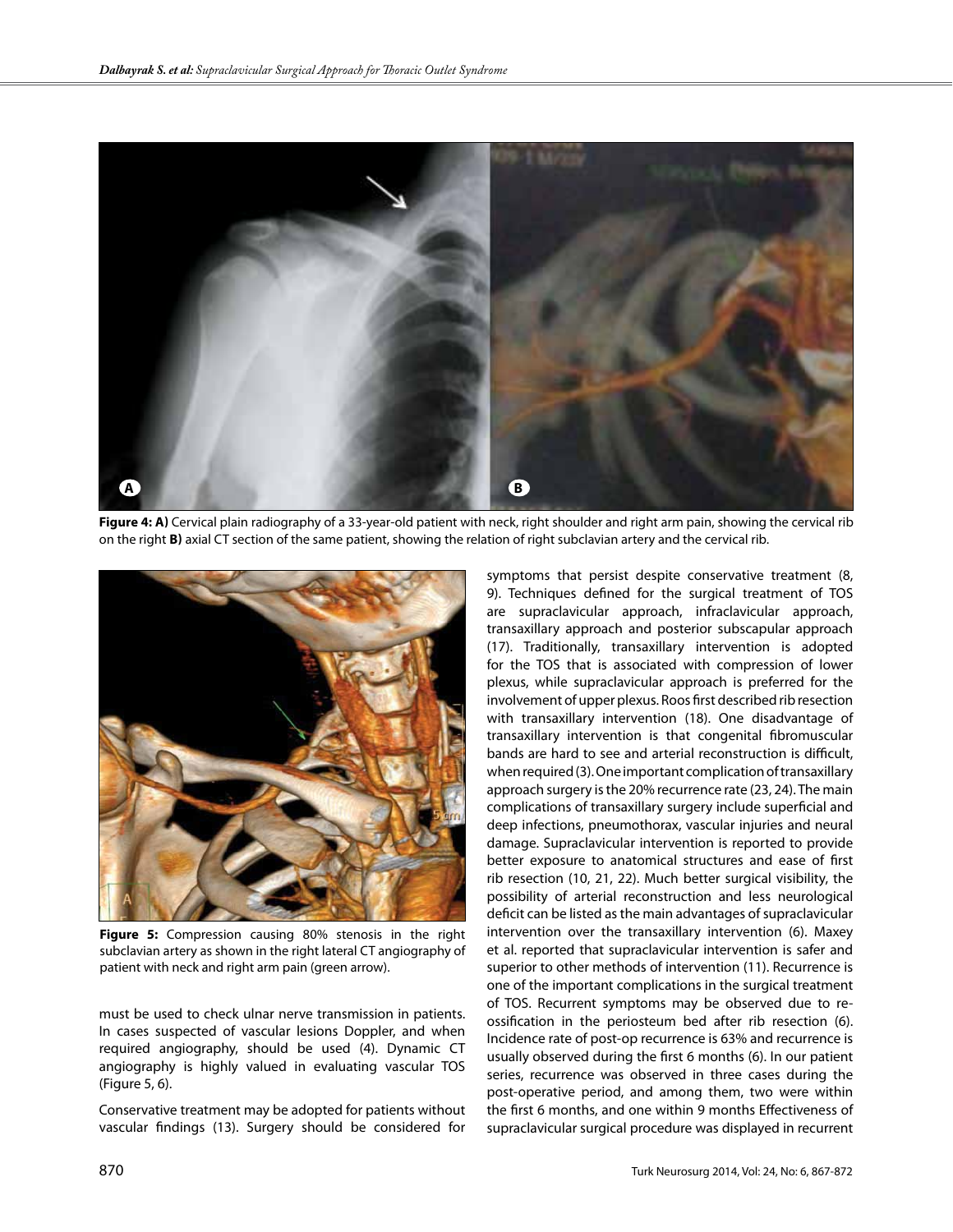**Figure 4: A)** Cervical plain radiography of a 33-year-old patient with neck, right shoulder and right arm pain, showing the cervical rib on the right **B)** axial CT section of the same patient, showing the relation of right subclavian artery and the cervical rib.

**Figure 5:** Compression causing 80% stenosis in the right subclavian artery as shown in the right lateral CT angiography of patient with neck and right arm pain (green arrow).

must be used to check ulnar nerve transmission in patients. In cases suspected of vascular lesions Doppler, and when required angiography, should be used (4). Dynamic CT angiography is highly valued in evaluating vascular TOS (Figure 5, 6).

Conservative treatment may be adopted for patients without vascular findings (13). Surgery should be considered for symptoms that persist despite conservative treatment (8, 9). Techniques defined for the surgical treatment of TOS are supraclavicular approach, infraclavicular approach, transaxillary approach and posterior subscapular approach (17). Traditionally, transaxillary intervention is adopted for the TOS that is associated with compression of lower plexus, while supraclavicular approach is preferred for the involvement of upper plexus. Roos first described rib resection with transaxillary intervention (18). One disadvantage of transaxillary intervention is that congenital fibromuscular bands are hard to see and arterial reconstruction is difficult, when required (3). One important complication of transaxillary approach surgery is the 20% recurrence rate (23, 24). The main complications of transaxillary surgery include superficial and deep infections, pneumothorax, vascular injuries and neural damage. Supraclavicular intervention is reported to provide better exposure to anatomical structures and ease of first rib resection (10, 21, 22). Much better surgical visibility, the possibility of arterial reconstruction and less neurological deficit can be listed as the main advantages of supraclavicular intervention over the transaxillary intervention (6). Maxey et al. reported that supraclavicular intervention is safer and superior to other methods of intervention (11). Recurrence is one of the important complications in the surgical treatment of TOS. Recurrent symptoms may be observed due to re-ossification in the periosteum bed after rib resection (6). Incidence rate of post-op recurrence is 63% and recurrence is usually observed during the first 6 months (6). In our patient series, recurrence was observed in three cases during the post-operative period, and among them, two were within the first 6 months, and one within 9 months Effectiveness of supraclavicular surgical procedure was displayed in recurrent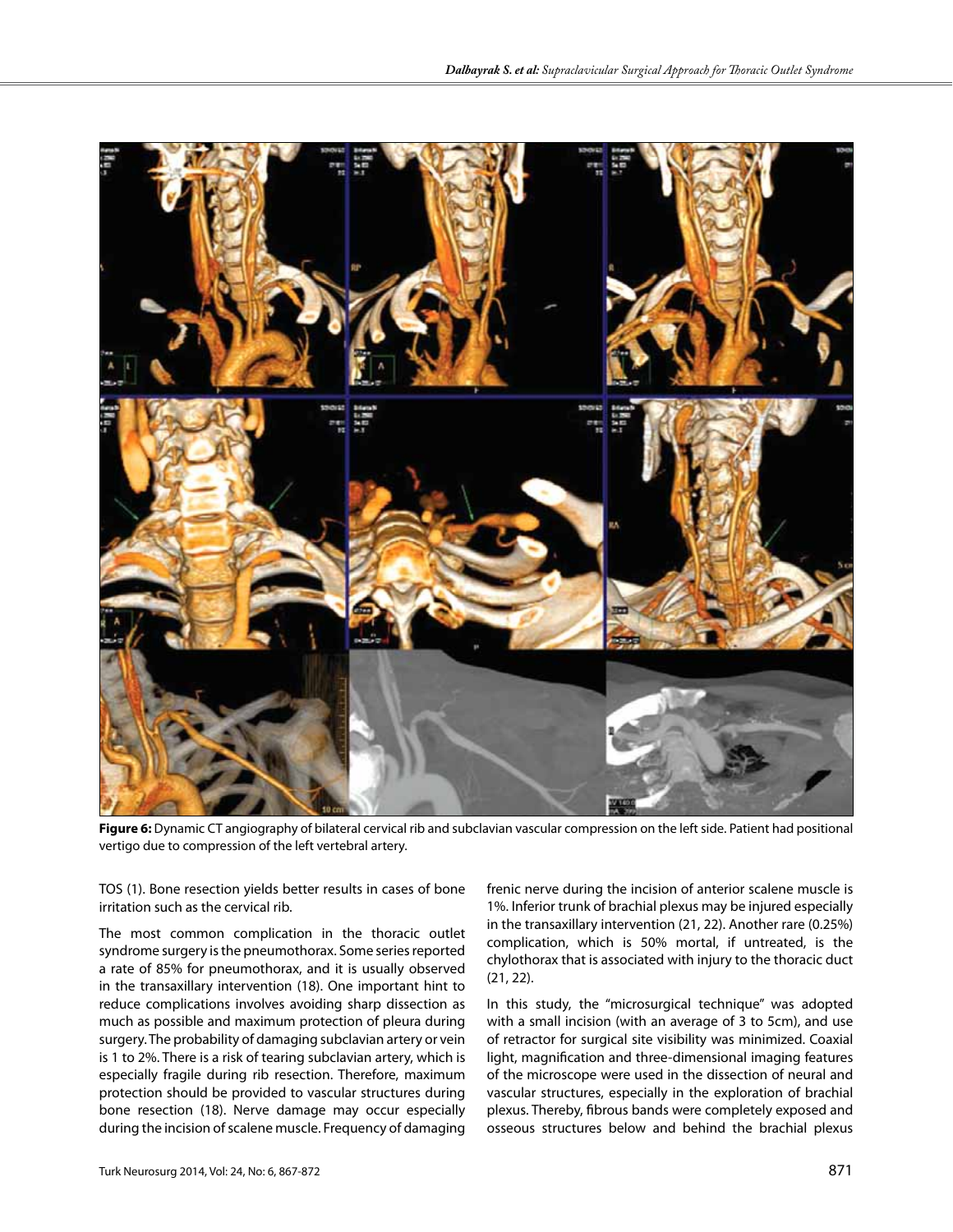**Figure 6:** Dynamic CT angiography of bilateral cervical rib and subclavian vascular compression on the left side. Patient had positional vertigo due to compression of the left vertebral artery.

TOS (1). Bone resection yields better results in cases of bone irritation such as the cervical rib.

The most common complication in the thoracic outlet syndrome surgery is the pneumothorax. Some series reported a rate of 85% for pneumothorax, and it is usually observed in the transaxillary intervention (18). One important hint to reduce complications involves avoiding sharp dissection as much as possible and maximum protection of pleura during surgery. The probability of damaging subclavian artery or vein is 1 to 2%. There is a risk of tearing subclavian artery, which is especially fragile during rib resection. Therefore, maximum protection should be provided to vascular structures during bone resection (18). Nerve damage may occur especially during the incision of scalene muscle. Frequency of damaging frenic nerve during the incision of anterior scalene muscle is 1%. Inferior trunk of brachial plexus may be injured especially in the transaxillary intervention (21, 22). Another rare (0.25%) complication, which is 50% mortal, if untreated, is the chylothorax that is associated with injury to the thoracic duct (21, 22).

In this study, the "microsurgical technique" was adopted with a small incision (with an average of 3 to 5cm), and use of retractor for surgical site visibility was minimized. Coaxial light, magnification and three-dimensional imaging features of the microscope were used in the dissection of neural and vascular structures, especially in the exploration of brachial plexus. Thereby, fibrous bands were completely exposed and osseous structures below and behind the brachial plexus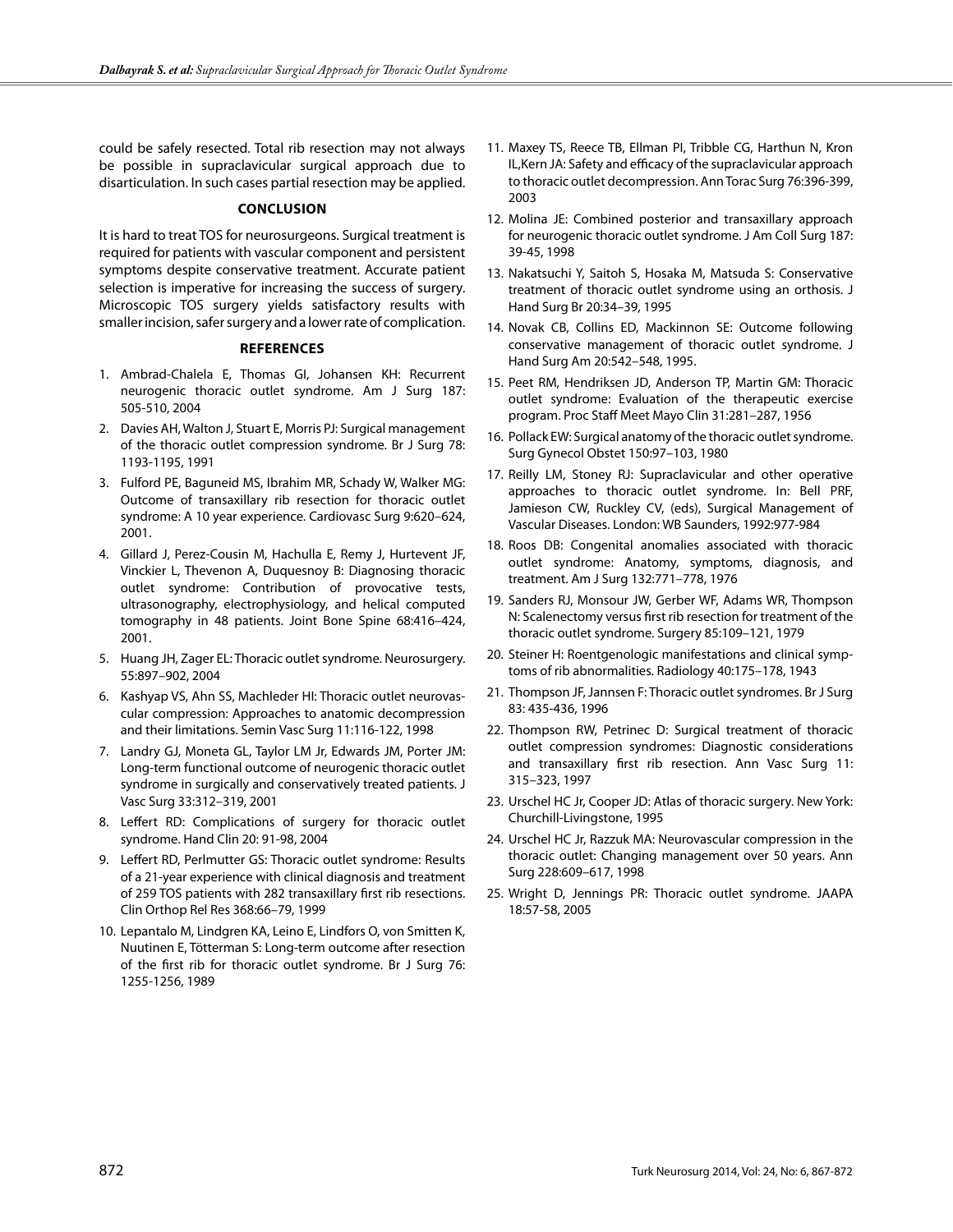could be safely resected. Total rib resection may not always be possible in supraclavicular surgical approach due to disarticulation. In such cases partial resection may be applied.

## CONCLUSION

It is hard to treat TOS for neurosurgeons. Surgical treatment is required for patients with vascular component and persistent symptoms despite conservative treatment. Accurate patient selection is imperative for increasing the success of surgery. Microscopic TOS surgery yields satisfactory results with smaller incision, safer surgery and a lower rate of complication.

## REFERENCES

1. Ambrad-Chalela E, Thomas GI, Johansen KH: Recurrent neurogenic thoracic outlet syndrome. Am J Surg 187: 505-510, 2004
2. Davies AH, Walton J, Stuart E, Morris PJ: Surgical management of the thoracic outlet compression syndrome. Br J Surg 78: 1193-1195, 1991
3. Fulford PE, Baguneid MS, Ibrahim MR, Schady W, Walker MG: Outcome of transaxillary rib resection for thoracic outlet syndrome: A 10 year experience. Cardiovasc Surg 9:620–624, 2001.
4. Gillard J, Perez-Cousin M, Hachulla E, Remy J, Hurtevent JF, Vinckier L, Thevenon A, Duquesnoy B: Diagnosing thoracic outlet syndrome: Contribution of provocative tests, ultrasonography, electrophysiology, and helical computed tomography in 48 patients. Joint Bone Spine 68:416–424, 2001.
5. Huang JH, Zager EL: Thoracic outlet syndrome. Neurosurgery. 55:897–902, 2004
6. Kashyap VS, Ahn SS, Machleder HI: Thoracic outlet neurovascular compression: Approaches to anatomic decompression and their limitations. Semin Vasc Surg 11:116-122, 1998
7. Landry GJ, Moneta GL, Taylor LM Jr, Edwards JM, Porter JM: Long-term functional outcome of neurogenic thoracic outlet syndrome in surgically and conservatively treated patients. J Vasc Surg 33:312–319, 2001
8. Leffert RD: Complications of surgery for thoracic outlet syndrome. Hand Clin 20: 91-98, 2004
9. Leffert RD, Perlmutter GS: Thoracic outlet syndrome: Results of a 21-year experience with clinical diagnosis and treatment of 259 TOS patients with 282 transaxillary first rib resections. Clin Orthop Rel Res 368:66–79, 1999
10. Lepantalo M, Lindgren KA, Leino E, Lindfors O, von Smitten K, Nuutinen E, Tötterman S: Long-term outcome after resection of the first rib for thoracic outlet syndrome. Br J Surg 76: 1255-1256, 1989
11. Maxey TS, Reece TB, Ellman PI, Tribble CG, Harthun N, Kron IL,Kern JA: Safety and efficacy of the supraclavicular approach to thoracic outlet decompression. Ann Torac Surg 76:396-399, 2003
12. Molina JE: Combined posterior and transaxillary approach for neurogenic thoracic outlet syndrome. J Am Coll Surg 187: 39-45, 1998
13. Nakatsuchi Y, Saitoh S, Hosaka M, Matsuda S: Conservative treatment of thoracic outlet syndrome using an orthosis. J Hand Surg Br 20:34–39, 1995
14. Novak CB, Collins ED, Mackinnon SE: Outcome following conservative management of thoracic outlet syndrome. J Hand Surg Am 20:542–548, 1995.
15. Peet RM, Hendriksen JD, Anderson TP, Martin GM: Thoracic outlet syndrome: Evaluation of the therapeutic exercise program. Proc Staff Meet Mayo Clin 31:281–287, 1956
16. Pollack EW: Surgical anatomy of the thoracic outlet syndrome. Surg Gynecol Obstet 150:97–103, 1980
17. Reilly LM, Stoney RJ: Supraclavicular and other operative approaches to thoracic outlet syndrome. In: Bell PRF, Jamieson CW, Ruckley CV, (eds), Surgical Management of Vascular Diseases. London: WB Saunders, 1992:977-984
18. Roos DB: Congenital anomalies associated with thoracic outlet syndrome: Anatomy, symptoms, diagnosis, and treatment. Am J Surg 132:771–778, 1976
19. Sanders RJ, Monsour JW, Gerber WF, Adams WR, Thompson N: Scalenectomy versus first rib resection for treatment of the thoracic outlet syndrome. Surgery 85:109–121, 1979
20. Steiner H: Roentgenologic manifestations and clinical symptoms of rib abnormalities. Radiology 40:175–178, 1943
21. Thompson JF, Jannsen F: Thoracic outlet syndromes. Br J Surg 83: 435-436, 1996
22. Thompson RW, Petrinec D: Surgical treatment of thoracic outlet compression syndromes: Diagnostic considerations and transaxillary first rib resection. Ann Vasc Surg 11: 315–323, 1997
23. Urschel HC Jr, Cooper JD: Atlas of thoracic surgery. New York: Churchill-Livingstone, 1995
24. Urschel HC Jr, Razzuk MA: Neurovascular compression in the thoracic outlet: Changing management over 50 years. Ann Surg 228:609–617, 1998
25. Wright D, Jennings PR: Thoracic outlet syndrome. JAAPA 18:57-58, 2005